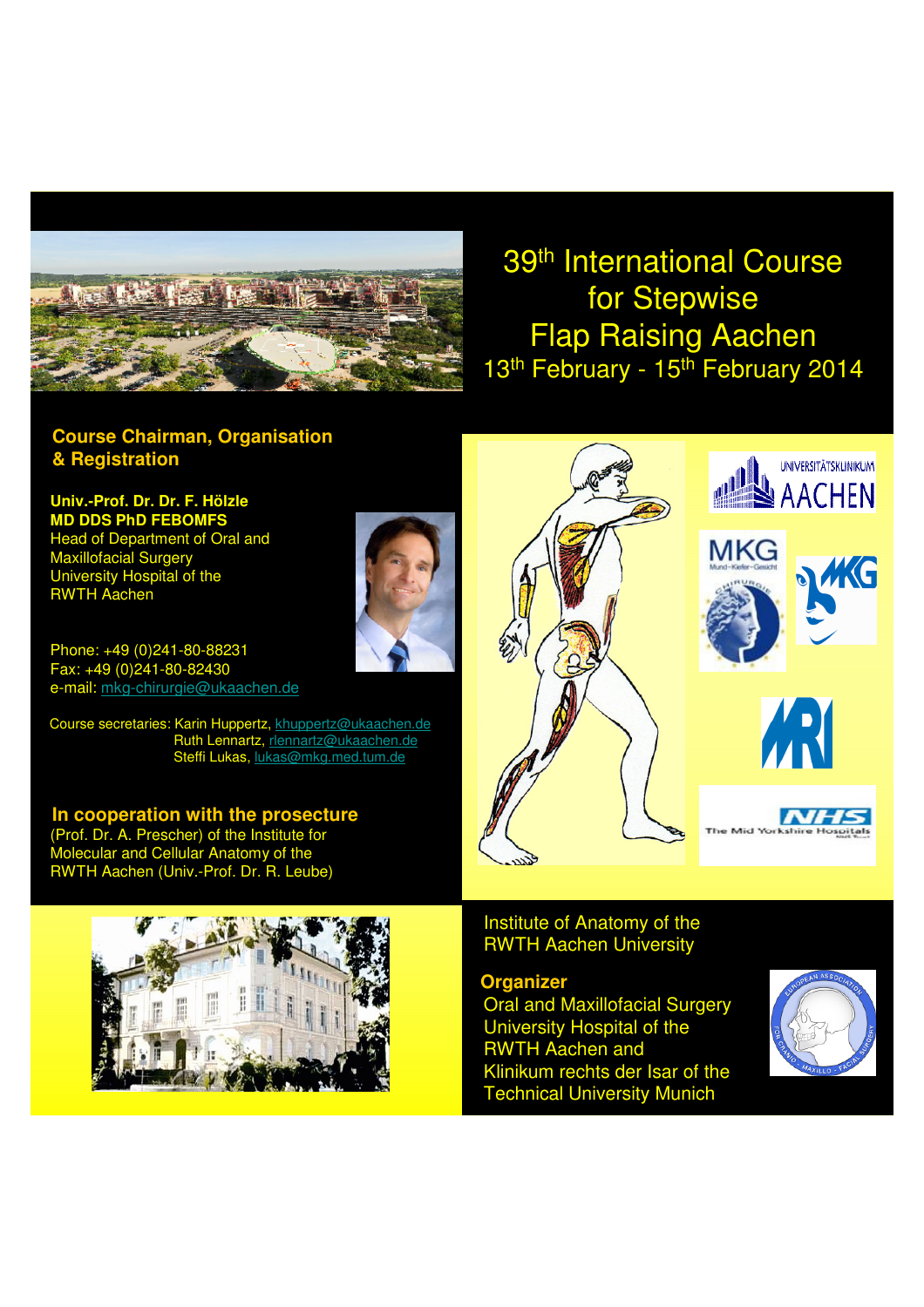# 39th International Course for Stepwise Flap Raising Aachen

13th February - 15th February 2014

## Course Chairman, Organisation & Registration

**Univ.-Prof. Dr. Dr. F. Hölzle**
**MD DDS PhD FEBOMFS**
Head of Department of Oral and Maxillofacial Surgery
University Hospital of the RWTH Aachen

Phone: +49 (0)241-80-88231
Fax: +49 (0)241-80-82430
e-mail: mkg-chirurgie@ukaachen.de

Course secretaries: Karin Huppertz, khuppertz@ukaachen.de
Ruth Lennartz, rlennartz@ukaachen.de
Steffi Lukas, lukas@mkg.med.tum.de

## In cooperation with the prosecture

(Prof. Dr. A. Prescher) of the Institute for Molecular and Cellular Anatomy of the RWTH Aachen (Univ.-Prof. Dr. R. Leube)

UNIVERSITÄTSKLINIKUM AACHEN

MKG Mund-Kiefer-Gesicht

NHS The Mid Yorkshire Hospitals

Institute of Anatomy of the RWTH Aachen University

## Organizer

Oral and Maxillofacial Surgery
University Hospital of the RWTH Aachen and
Klinikum rechts der Isar of the Technical University Munich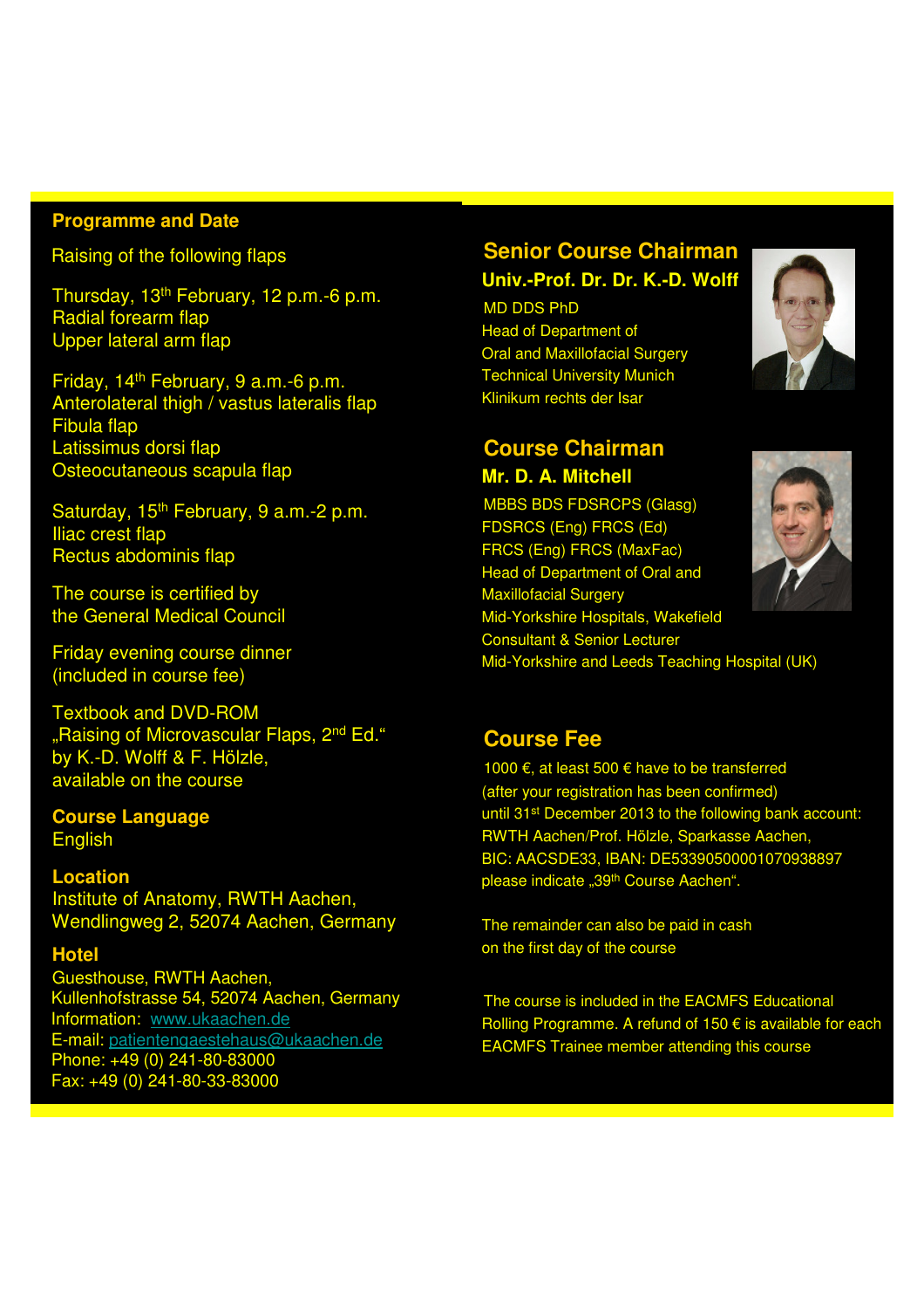## Programme and Date

Raising of the following flaps

Thursday, 13th February, 12 p.m.-6 p.m.
Radial forearm flap
Upper lateral arm flap

Friday, 14th February, 9 a.m.-6 p.m.
Anterolateral thigh / vastus lateralis flap
Fibula flap
Latissimus dorsi flap
Osteocutaneous scapula flap

Saturday, 15th February, 9 a.m.-2 p.m.
Iliac crest flap
Rectus abdominis flap

The course is certified by
the General Medical Council

Friday evening course dinner
(included in course fee)

Textbook and DVD-ROM
„Raising of Microvascular Flaps, 2nd Ed."
by K.-D. Wolff & F. Hölzle,
available on the course

## Course Language

English

## Location

Institute of Anatomy, RWTH Aachen,
Wendlingweg 2, 52074 Aachen, Germany

## Hotel

Guesthouse, RWTH Aachen,
Kullenhofstrasse 54, 52074 Aachen, Germany
Information: www.ukaachen.de
E-mail: patientengaestehaus@ukaachen.de
Phone: +49 (0) 241-80-83000
Fax: +49 (0) 241-80-33-83000

## Senior Course Chairman

**Univ.-Prof. Dr. Dr. K.-D. Wolff**

MD DDS PhD
Head of Department of
Oral and Maxillofacial Surgery
Technical University Munich
Klinikum rechts der Isar

## Course Chairman

**Mr. D. A. Mitchell**

MBBS BDS FDSRCPS (Glasg)
FDSRCS (Eng) FRCS (Ed)
FRCS (Eng) FRCS (MaxFac)
Head of Department of Oral and
Maxillofacial Surgery
Mid-Yorkshire Hospitals, Wakefield
Consultant & Senior Lecturer
Mid-Yorkshire and Leeds Teaching Hospital (UK)

## Course Fee

1000 €, at least 500 € have to be transferred
(after your registration has been confirmed)
until 31st December 2013 to the following bank account:
RWTH Aachen/Prof. Hölzle, Sparkasse Aachen,
BIC: AACSDE33, IBAN: DE53390500001070938897
please indicate „39th Course Aachen".

The remainder can also be paid in cash
on the first day of the course

The course is included in the EACMFS Educational
Rolling Programme. A refund of 150 € is available for each
EACMFS Trainee member attending this course